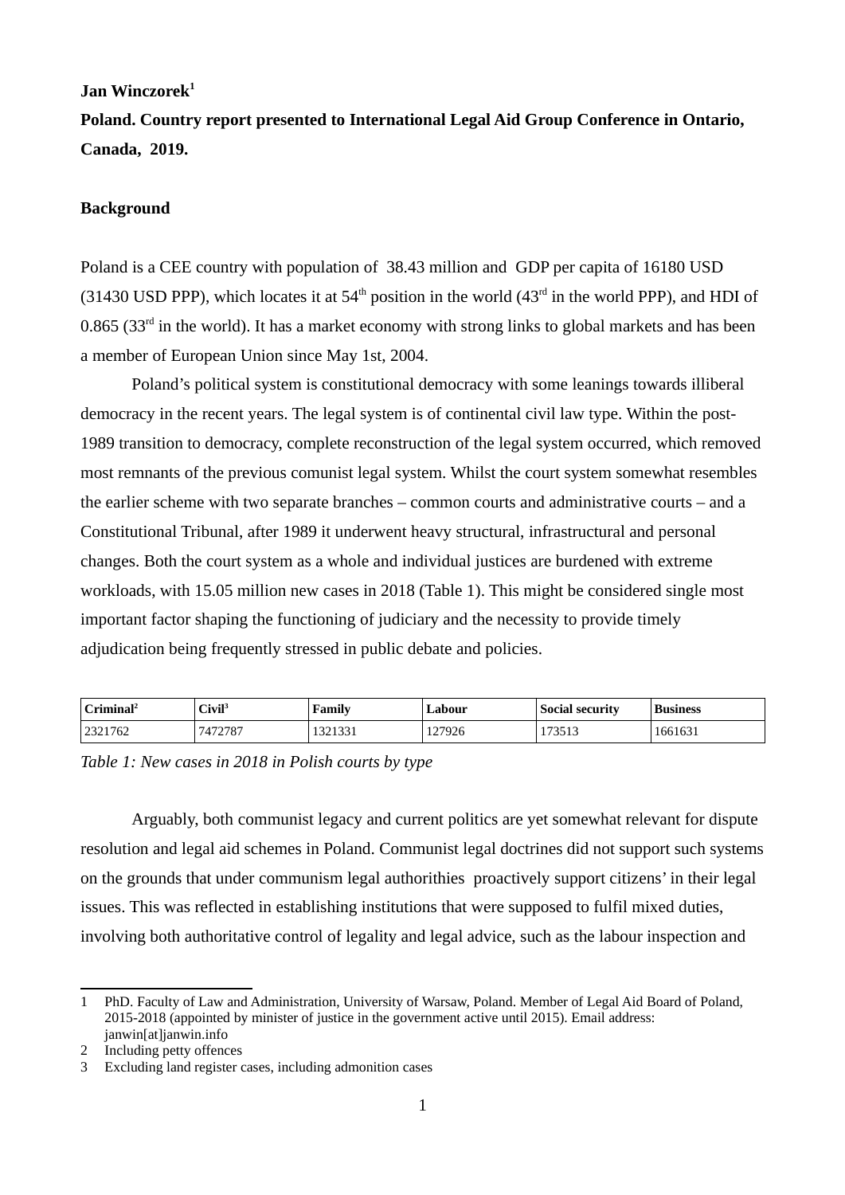**Jan Winczorek**[1]

**Poland. Country report presented to International Legal Aid Group Conference in Ontario, Canada, 2019.**

## Background

Poland is a CEE country with population of 38.43 million and GDP per capita of 16180 USD (31430 USD PPP), which locates it at 54th position in the world (43rd in the world PPP), and HDI of 0.865 (33rd in the world). It has a market economy with strong links to global markets and has been a member of European Union since May 1st, 2004.

Poland's political system is constitutional democracy with some leanings towards illiberal democracy in the recent years. The legal system is of continental civil law type. Within the post-1989 transition to democracy, complete reconstruction of the legal system occurred, which removed most remnants of the previous comunist legal system. Whilst the court system somewhat resembles the earlier scheme with two separate branches – common courts and administrative courts – and a Constitutional Tribunal, after 1989 it underwent heavy structural, infrastructural and personal changes. Both the court system as a whole and individual justices are burdened with extreme workloads, with 15.05 million new cases in 2018 (Table 1). This might be considered single most important factor shaping the functioning of judiciary and the necessity to provide timely adjudication being frequently stressed in public debate and policies.

| Criminal[2] | Civil[3] | Family | Labour | Social security | Business |
|---|---|---|---|---|---|
| 2321762 | 7472787 | 1321331 | 127926 | 173513 | 1661631 |

*Table 1: New cases in 2018 in Polish courts by type*

Arguably, both communist legacy and current politics are yet somewhat relevant for dispute resolution and legal aid schemes in Poland. Communist legal doctrines did not support such systems on the grounds that under communism legal authorithies proactively support citizens' in their legal issues. This was reflected in establishing institutions that were supposed to fulfil mixed duties, involving both authoritative control of legality and legal advice, such as the labour inspection and

---

1 PhD. Faculty of Law and Administration, University of Warsaw, Poland. Member of Legal Aid Board of Poland, 2015-2018 (appointed by minister of justice in the government active until 2015). Email address: janwin[at]janwin.info

2 Including petty offences

3 Excluding land register cases, including admonition cases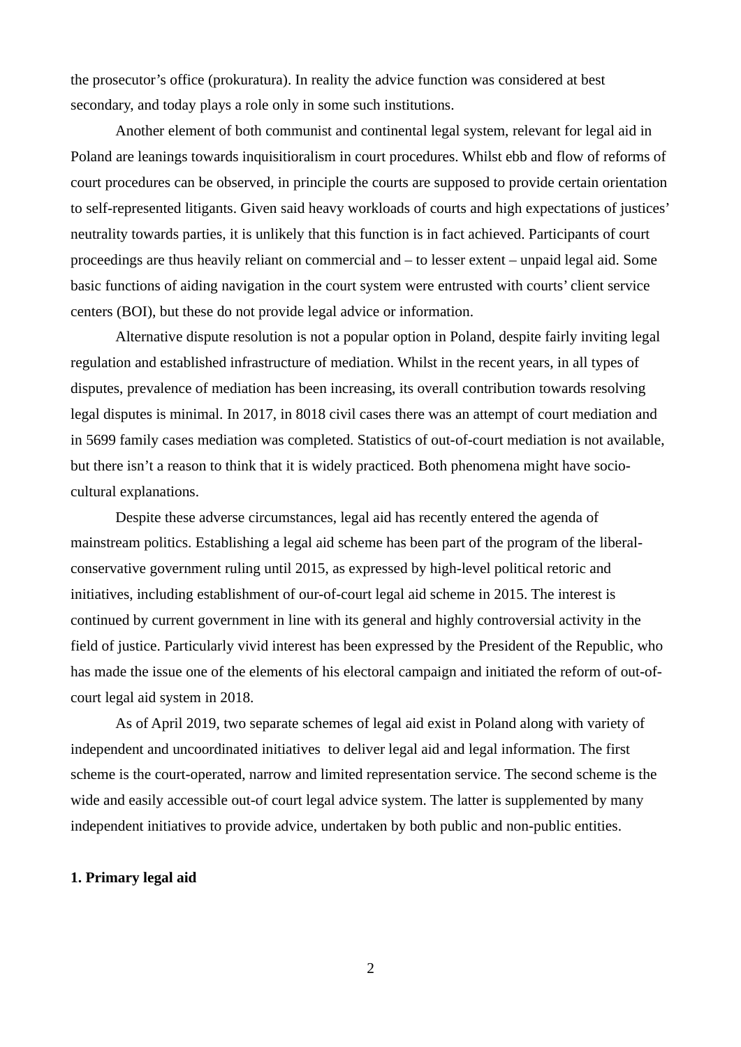the prosecutor's office (prokuratura). In reality the advice function was considered at best secondary, and today plays a role only in some such institutions.

Another element of both communist and continental legal system, relevant for legal aid in Poland are leanings towards inquisitioralism in court procedures. Whilst ebb and flow of reforms of court procedures can be observed, in principle the courts are supposed to provide certain orientation to self-represented litigants. Given said heavy workloads of courts and high expectations of justices' neutrality towards parties, it is unlikely that this function is in fact achieved. Participants of court proceedings are thus heavily reliant on commercial and – to lesser extent – unpaid legal aid. Some basic functions of aiding navigation in the court system were entrusted with courts' client service centers (BOI), but these do not provide legal advice or information.

Alternative dispute resolution is not a popular option in Poland, despite fairly inviting legal regulation and established infrastructure of mediation. Whilst in the recent years, in all types of disputes, prevalence of mediation has been increasing, its overall contribution towards resolving legal disputes is minimal. In 2017, in 8018 civil cases there was an attempt of court mediation and in 5699 family cases mediation was completed. Statistics of out-of-court mediation is not available, but there isn't a reason to think that it is widely practiced. Both phenomena might have socio-cultural explanations.

Despite these adverse circumstances, legal aid has recently entered the agenda of mainstream politics. Establishing a legal aid scheme has been part of the program of the liberal-conservative government ruling until 2015, as expressed by high-level political retoric and initiatives, including establishment of our-of-court legal aid scheme in 2015. The interest is continued by current government in line with its general and highly controversial activity in the field of justice. Particularly vivid interest has been expressed by the President of the Republic, who has made the issue one of the elements of his electoral campaign and initiated the reform of out-of-court legal aid system in 2018.

As of April 2019, two separate schemes of legal aid exist in Poland along with variety of independent and uncoordinated initiatives to deliver legal aid and legal information. The first scheme is the court-operated, narrow and limited representation service. The second scheme is the wide and easily accessible out-of court legal advice system. The latter is supplemented by many independent initiatives to provide advice, undertaken by both public and non-public entities.

**1. Primary legal aid**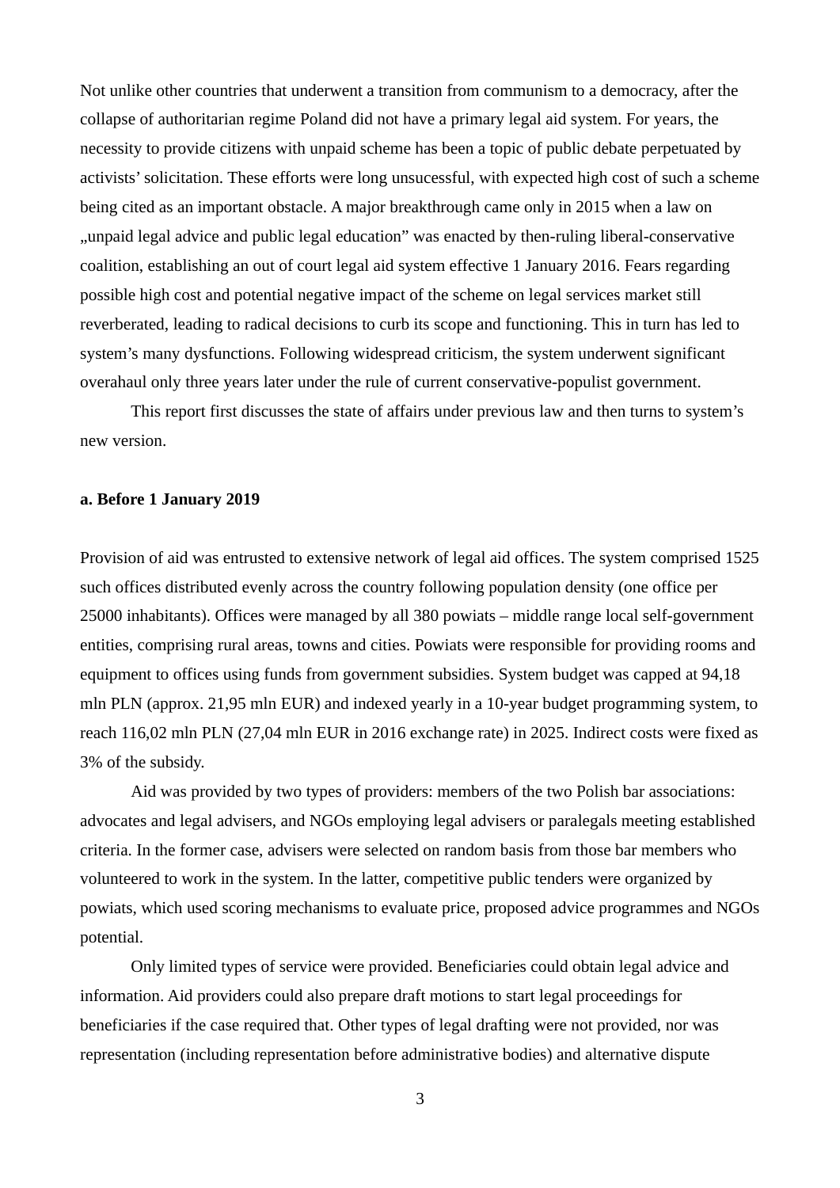Not unlike other countries that underwent a transition from communism to a democracy, after the collapse of authoritarian regime Poland did not have a primary legal aid system. For years, the necessity to provide citizens with unpaid scheme has been a topic of public debate perpetuated by activists' solicitation. These efforts were long unsucessful, with expected high cost of such a scheme being cited as an important obstacle. A major breakthrough came only in 2015 when a law on „unpaid legal advice and public legal education" was enacted by then-ruling liberal-conservative coalition, establishing an out of court legal aid system effective 1 January 2016. Fears regarding possible high cost and potential negative impact of the scheme on legal services market still reverberated, leading to radical decisions to curb its scope and functioning. This in turn has led to system's many dysfunctions. Following widespread criticism, the system underwent significant overahaul only three years later under the rule of current conservative-populist government.

This report first discusses the state of affairs under previous law and then turns to system's new version.

**a. Before 1 January 2019**

Provision of aid was entrusted to extensive network of legal aid offices. The system comprised 1525 such offices distributed evenly across the country following population density (one office per 25000 inhabitants). Offices were managed by all 380 powiats – middle range local self-government entities, comprising rural areas, towns and cities. Powiats were responsible for providing rooms and equipment to offices using funds from government subsidies. System budget was capped at 94,18 mln PLN (approx. 21,95 mln EUR) and indexed yearly in a 10-year budget programming system, to reach 116,02 mln PLN (27,04 mln EUR in 2016 exchange rate) in 2025. Indirect costs were fixed as 3% of the subsidy.

Aid was provided by two types of providers: members of the two Polish bar associations: advocates and legal advisers, and NGOs employing legal advisers or paralegals meeting established criteria. In the former case, advisers were selected on random basis from those bar members who volunteered to work in the system. In the latter, competitive public tenders were organized by powiats, which used scoring mechanisms to evaluate price, proposed advice programmes and NGOs potential.

Only limited types of service were provided. Beneficiaries could obtain legal advice and information. Aid providers could also prepare draft motions to start legal proceedings for beneficiaries if the case required that. Other types of legal drafting were not provided, nor was representation (including representation before administrative bodies) and alternative dispute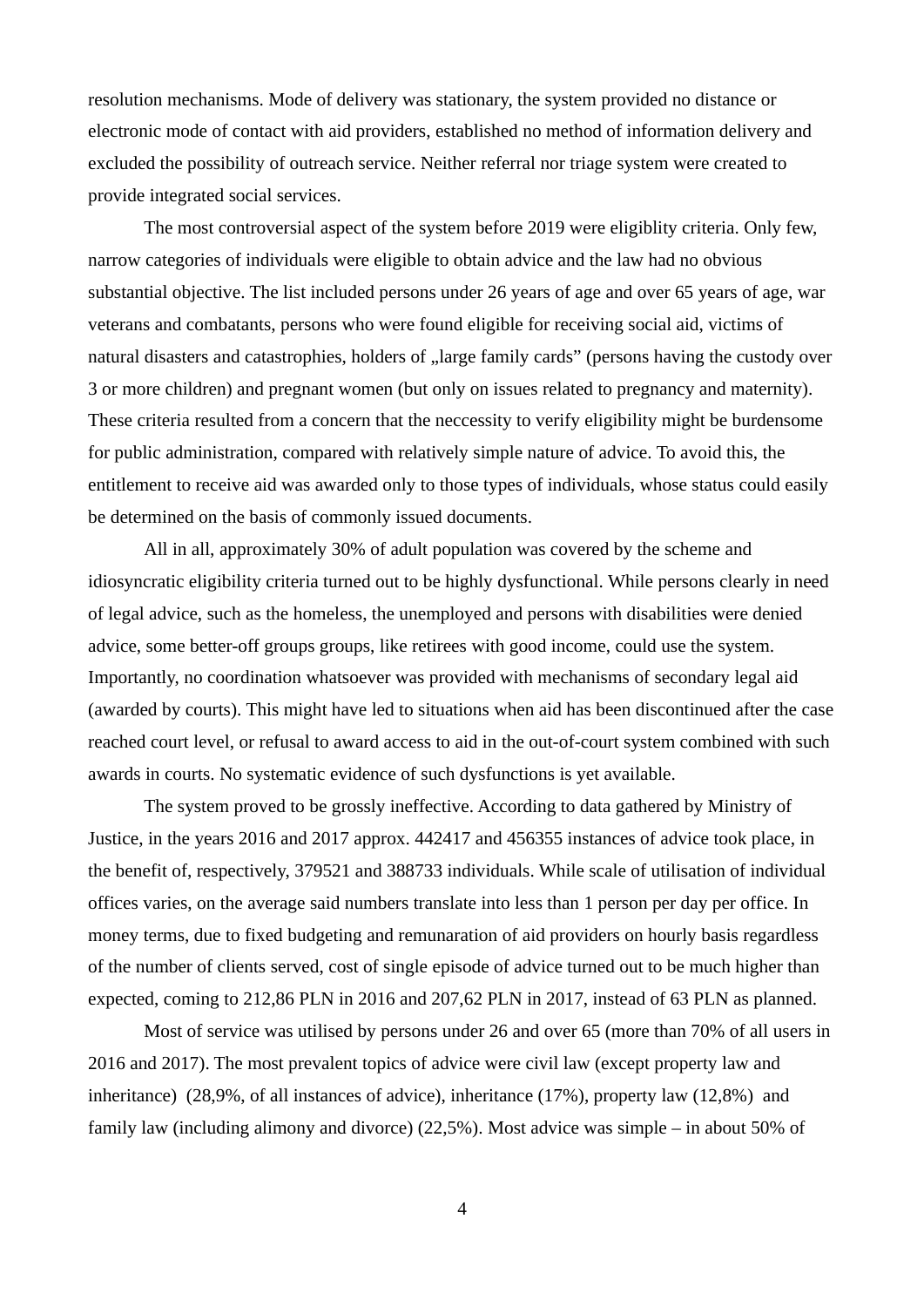resolution mechanisms. Mode of delivery was stationary, the system provided no distance or electronic mode of contact with aid providers, established no method of information delivery and excluded the possibility of outreach service. Neither referral nor triage system were created to provide integrated social services.

The most controversial aspect of the system before 2019 were eligiblity criteria. Only few, narrow categories of individuals were eligible to obtain advice and the law had no obvious substantial objective. The list included persons under 26 years of age and over 65 years of age, war veterans and combatants, persons who were found eligible for receiving social aid, victims of natural disasters and catastrophies, holders of „large family cards" (persons having the custody over 3 or more children) and pregnant women (but only on issues related to pregnancy and maternity). These criteria resulted from a concern that the neccessity to verify eligibility might be burdensome for public administration, compared with relatively simple nature of advice. To avoid this, the entitlement to receive aid was awarded only to those types of individuals, whose status could easily be determined on the basis of commonly issued documents.

All in all, approximately 30% of adult population was covered by the scheme and idiosyncratic eligibility criteria turned out to be highly dysfunctional. While persons clearly in need of legal advice, such as the homeless, the unemployed and persons with disabilities were denied advice, some better-off groups groups, like retirees with good income, could use the system. Importantly, no coordination whatsoever was provided with mechanisms of secondary legal aid (awarded by courts). This might have led to situations when aid has been discontinued after the case reached court level, or refusal to award access to aid in the out-of-court system combined with such awards in courts. No systematic evidence of such dysfunctions is yet available.

The system proved to be grossly ineffective. According to data gathered by Ministry of Justice, in the years 2016 and 2017 approx. 442417 and 456355 instances of advice took place, in the benefit of, respectively, 379521 and 388733 individuals. While scale of utilisation of individual offices varies, on the average said numbers translate into less than 1 person per day per office. In money terms, due to fixed budgeting and remunaration of aid providers on hourly basis regardless of the number of clients served, cost of single episode of advice turned out to be much higher than expected, coming to 212,86 PLN in 2016 and 207,62 PLN in 2017, instead of 63 PLN as planned.

Most of service was utilised by persons under 26 and over 65 (more than 70% of all users in 2016 and 2017). The most prevalent topics of advice were civil law (except property law and inheritance) (28,9%, of all instances of advice), inheritance (17%), property law (12,8%) and family law (including alimony and divorce) (22,5%). Most advice was simple – in about 50% of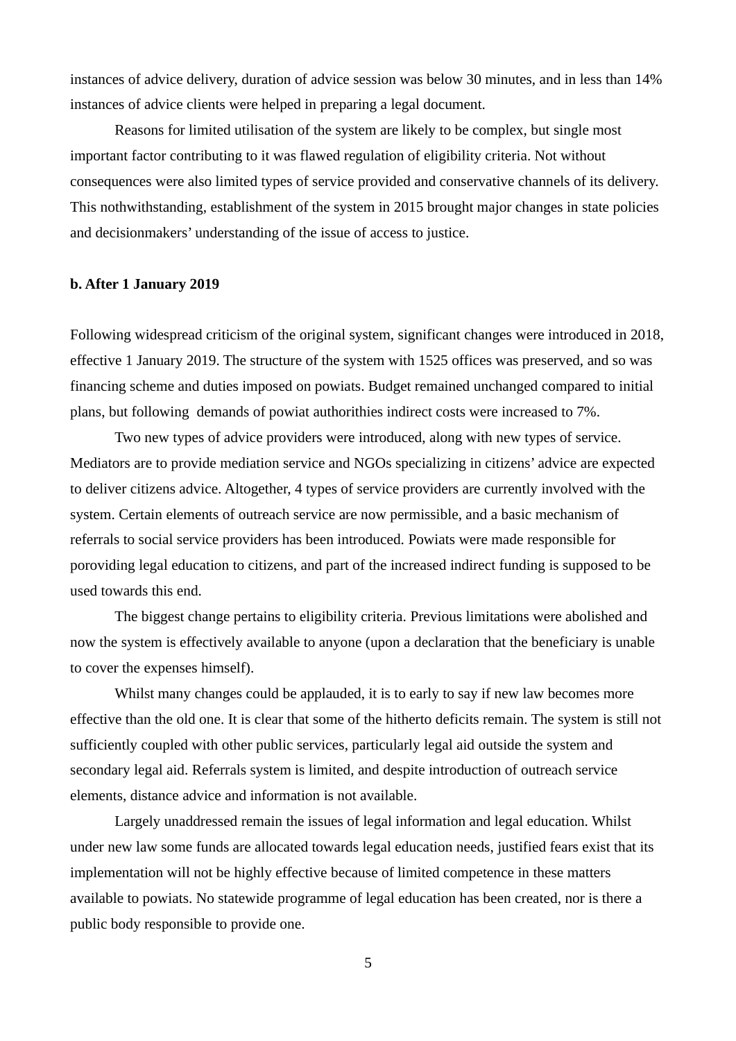instances of advice delivery, duration of advice session was below 30 minutes, and in less than 14% instances of advice clients were helped in preparing a legal document.

Reasons for limited utilisation of the system are likely to be complex, but single most important factor contributing to it was flawed regulation of eligibility criteria. Not without consequences were also limited types of service provided and conservative channels of its delivery. This nothwithstanding, establishment of the system in 2015 brought major changes in state policies and decisionmakers' understanding of the issue of access to justice.

**b. After 1 January 2019**

Following widespread criticism of the original system, significant changes were introduced in 2018, effective 1 January 2019. The structure of the system with 1525 offices was preserved, and so was financing scheme and duties imposed on powiats. Budget remained unchanged compared to initial plans, but following demands of powiat authorithies indirect costs were increased to 7%.

Two new types of advice providers were introduced, along with new types of service. Mediators are to provide mediation service and NGOs specializing in citizens' advice are expected to deliver citizens advice. Altogether, 4 types of service providers are currently involved with the system. Certain elements of outreach service are now permissible, and a basic mechanism of referrals to social service providers has been introduced. Powiats were made responsible for poroviding legal education to citizens, and part of the increased indirect funding is supposed to be used towards this end.

The biggest change pertains to eligibility criteria. Previous limitations were abolished and now the system is effectively available to anyone (upon a declaration that the beneficiary is unable to cover the expenses himself).

Whilst many changes could be applauded, it is to early to say if new law becomes more effective than the old one. It is clear that some of the hitherto deficits remain. The system is still not sufficiently coupled with other public services, particularly legal aid outside the system and secondary legal aid. Referrals system is limited, and despite introduction of outreach service elements, distance advice and information is not available.

Largely unaddressed remain the issues of legal information and legal education. Whilst under new law some funds are allocated towards legal education needs, justified fears exist that its implementation will not be highly effective because of limited competence in these matters available to powiats. No statewide programme of legal education has been created, nor is there a public body responsible to provide one.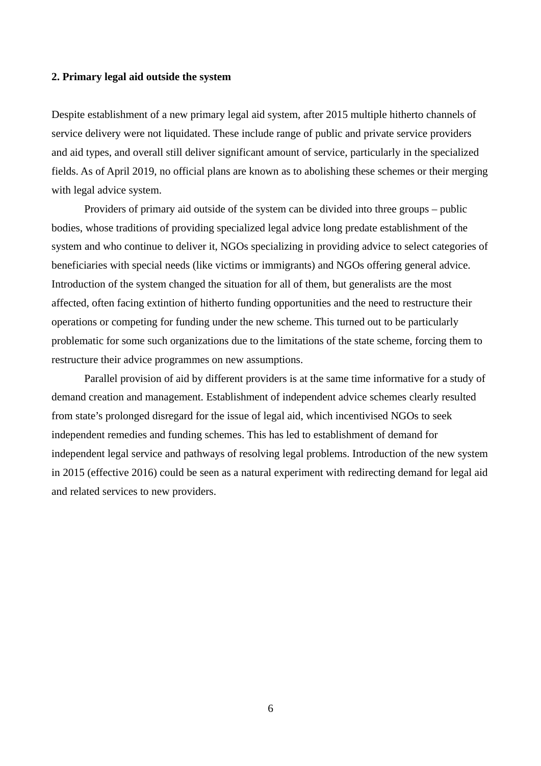## 2. Primary legal aid outside the system

Despite establishment of a new primary legal aid system, after 2015 multiple hitherto channels of service delivery were not liquidated. These include range of public and private service providers and aid types, and overall still deliver significant amount of service, particularly in the specialized fields. As of April 2019, no official plans are known as to abolishing these schemes or their merging with legal advice system.

Providers of primary aid outside of the system can be divided into three groups – public bodies, whose traditions of providing specialized legal advice long predate establishment of the system and who continue to deliver it, NGOs specializing in providing advice to select categories of beneficiaries with special needs (like victims or immigrants) and NGOs offering general advice. Introduction of the system changed the situation for all of them, but generalists are the most affected, often facing extintion of hitherto funding opportunities and the need to restructure their operations or competing for funding under the new scheme. This turned out to be particularly problematic for some such organizations due to the limitations of the state scheme, forcing them to restructure their advice programmes on new assumptions.

Parallel provision of aid by different providers is at the same time informative for a study of demand creation and management. Establishment of independent advice schemes clearly resulted from state's prolonged disregard for the issue of legal aid, which incentivised NGOs to seek independent remedies and funding schemes. This has led to establishment of demand for independent legal service and pathways of resolving legal problems. Introduction of the new system in 2015 (effective 2016) could be seen as a natural experiment with redirecting demand for legal aid and related services to new providers.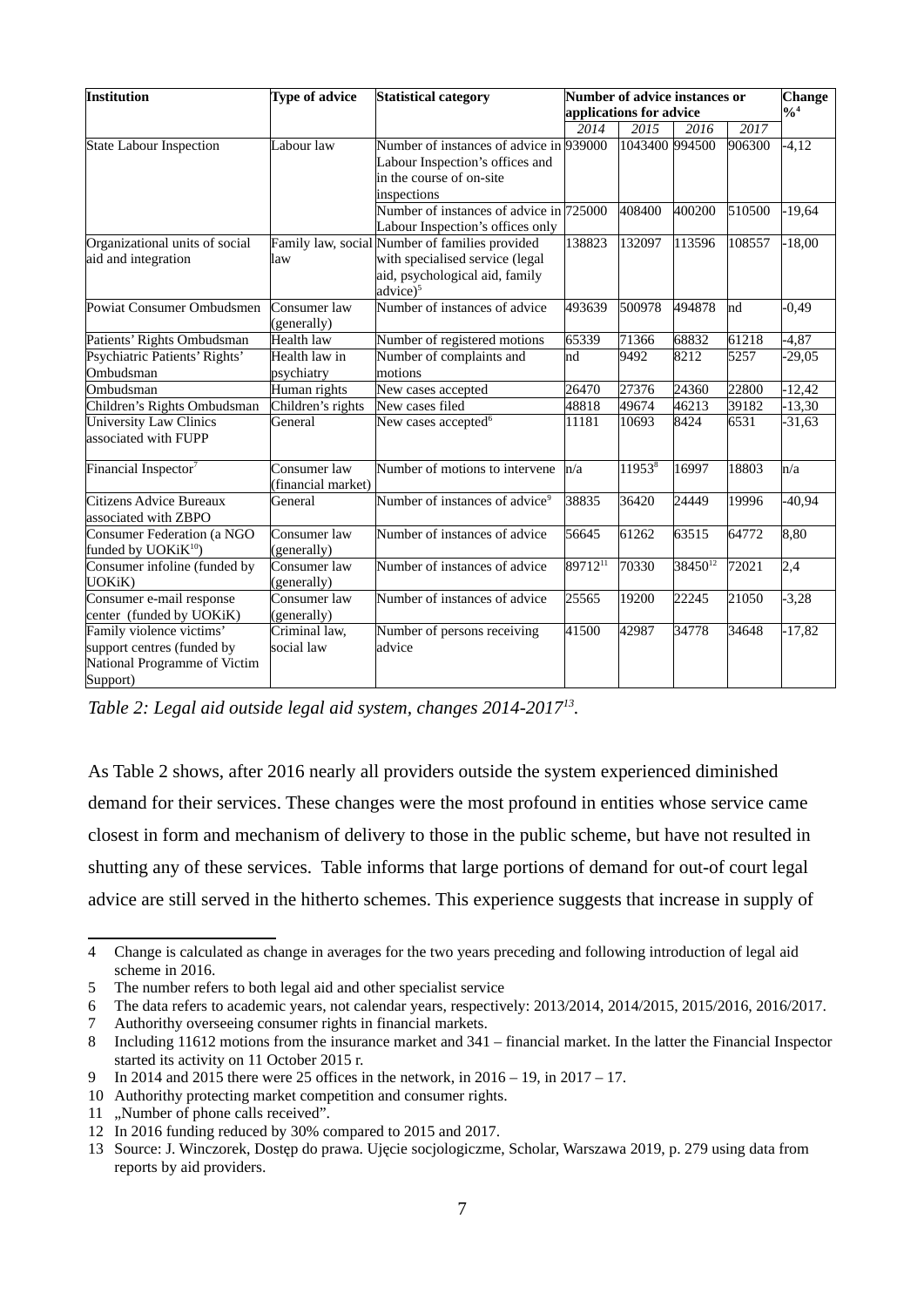| Institution | Type of advice | Statistical category | Number of advice instances or applications for advice | | | | Change %[4] |
|---|---|---|---|---|---|---|---|
| | | | 2014 | 2015 | 2016 | 2017 | |
| State Labour Inspection | Labour law | Number of instances of advice in Labour Inspection's offices and in the course of on-site inspections | 939000 | 1043400 | 994500 | 906300 | -4,12 |
| | | Number of instances of advice in Labour Inspection's offices only | 725000 | 408400 | 400200 | 510500 | -19,64 |
| Organizational units of social aid and integration | Family law, social law | Number of families provided with specialised service (legal aid, psychological aid, family advice)[5] | 138823 | 132097 | 113596 | 108557 | -18,00 |
| Powiat Consumer Ombudsmen | Consumer law (generally) | Number of instances of advice | 493639 | 500978 | 494878 | nd | -0,49 |
| Patients' Rights Ombudsman | Health law | Number of registered motions | 65339 | 71366 | 68832 | 61218 | -4,87 |
| Psychiatric Patients' Rights' Ombudsman | Health law in psychiatry | Number of complaints and motions | nd | 9492 | 8212 | 5257 | -29,05 |
| Ombudsman | Human rights | New cases accepted | 26470 | 27376 | 24360 | 22800 | -12,42 |
| Children's Rights Ombudsman | Children's rights | New cases filed | 48818 | 49674 | 46213 | 39182 | -13,30 |
| University Law Clinics associated with FUPP | General | New cases accepted[6] | 11181 | 10693 | 8424 | 6531 | -31,63 |
| Financial Inspector[7] | Consumer law (financial market) | Number of motions to intervene | n/a | 11953[8] | 16997 | 18803 | n/a |
| Citizens Advice Bureaux associated with ZBPO | General | Number of instances of advice[9] | 38835 | 36420 | 24449 | 19996 | -40,94 |
| Consumer Federation (a NGO funded by UOKiK[10]) | Consumer law (generally) | Number of instances of advice | 56645 | 61262 | 63515 | 64772 | 8,80 |
| Consumer infoline (funded by UOKiK) | Consumer law (generally) | Number of instances of advice | 89712[11] | 70330 | 38450[12] | 72021 | 2,4 |
| Consumer e-mail response center (funded by UOKiK) | Consumer law (generally) | Number of instances of advice | 25565 | 19200 | 22245 | 21050 | -3,28 |
| Family violence victims' support centres (funded by National Programme of Victim Support) | Criminal law, social law | Number of persons receiving advice | 41500 | 42987 | 34778 | 34648 | -17,82 |

*Table 2: Legal aid outside legal aid system, changes 2014-2017[13].*

As Table 2 shows, after 2016 nearly all providers outside the system experienced diminished demand for their services. These changes were the most profound in entities whose service came closest in form and mechanism of delivery to those in the public scheme, but have not resulted in shutting any of these services. Table informs that large portions of demand for out-of court legal advice are still served in the hitherto schemes. This experience suggests that increase in supply of

---

4 Change is calculated as change in averages for the two years preceding and following introduction of legal aid scheme in 2016.

5 The number refers to both legal aid and other specialist service

6 The data refers to academic years, not calendar years, respectively: 2013/2014, 2014/2015, 2015/2016, 2016/2017.

7 Authorithy overseeing consumer rights in financial markets.

8 Including 11612 motions from the insurance market and 341 – financial market. In the latter the Financial Inspector started its activity on 11 October 2015 r.

9 In 2014 and 2015 there were 25 offices in the network, in 2016 – 19, in 2017 – 17.

10 Authorithy protecting market competition and consumer rights.

11 „Number of phone calls received".

12 In 2016 funding reduced by 30% compared to 2015 and 2017.

13 Source: J. Winczorek, Dostęp do prawa. Ujęcie socjologiczme, Scholar, Warszawa 2019, p. 279 using data from reports by aid providers.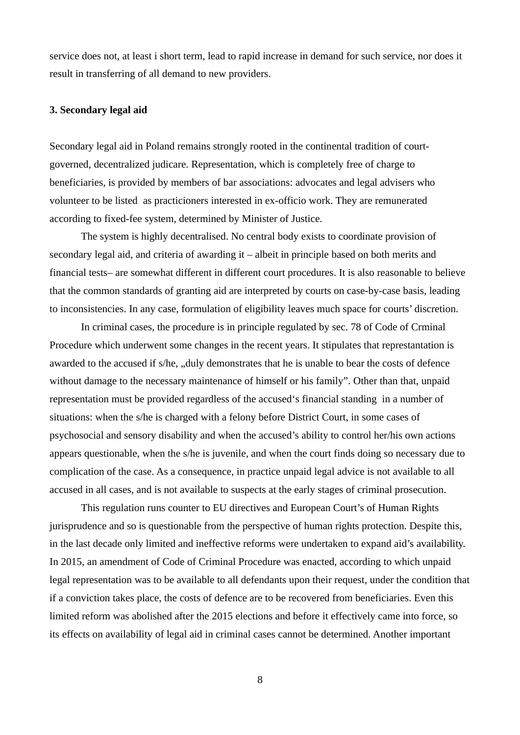service does not, at least i short term, lead to rapid increase in demand for such service, nor does it result in transferring of all demand to new providers.

### 3. Secondary legal aid

Secondary legal aid in Poland remains strongly rooted in the continental tradition of court-governed, decentralized judicare. Representation, which is completely free of charge to beneficiaries, is provided by members of bar associations: advocates and legal advisers who volunteer to be listed as practicioners interested in ex-officio work. They are remunerated according to fixed-fee system, determined by Minister of Justice.

The system is highly decentralised. No central body exists to coordinate provision of secondary legal aid, and criteria of awarding it – albeit in principle based on both merits and financial tests– are somewhat different in different court procedures. It is also reasonable to believe that the common standards of granting aid are interpreted by courts on case-by-case basis, leading to inconsistencies. In any case, formulation of eligibility leaves much space for courts' discretion.

In criminal cases, the procedure is in principle regulated by sec. 78 of Code of Crminal Procedure which underwent some changes in the recent years. It stipulates that represtantation is awarded to the accused if s/he, „duly demonstrates that he is unable to bear the costs of defence without damage to the necessary maintenance of himself or his family". Other than that, unpaid representation must be provided regardless of the accused's financial standing in a number of situations: when the s/he is charged with a felony before District Court, in some cases of psychosocial and sensory disability and when the accused's ability to control her/his own actions appears questionable, when the s/he is juvenile, and when the court finds doing so necessary due to complication of the case. As a consequence, in practice unpaid legal advice is not available to all accused in all cases, and is not available to suspects at the early stages of criminal prosecution.

This regulation runs counter to EU directives and European Court's of Human Rights jurisprudence and so is questionable from the perspective of human rights protection. Despite this, in the last decade only limited and ineffective reforms were undertaken to expand aid's availability. In 2015, an amendment of Code of Criminal Procedure was enacted, according to which unpaid legal representation was to be available to all defendants upon their request, under the condition that if a conviction takes place, the costs of defence are to be recovered from beneficiaries. Even this limited reform was abolished after the 2015 elections and before it effectively came into force, so its effects on availability of legal aid in criminal cases cannot be determined. Another important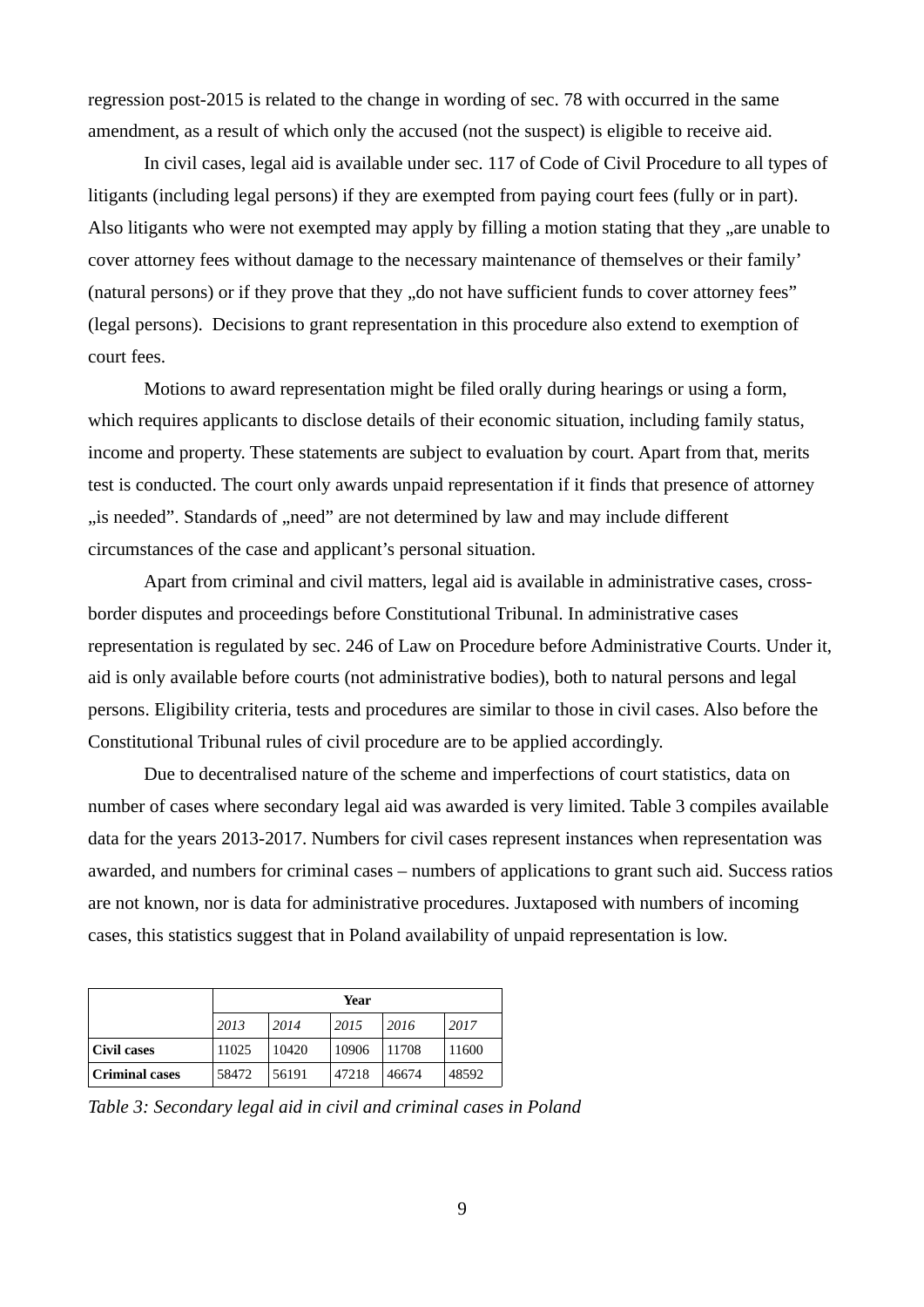regression post-2015 is related to the change in wording of sec. 78 with occurred in the same amendment, as a result of which only the accused (not the suspect) is eligible to receive aid.

In civil cases, legal aid is available under sec. 117 of Code of Civil Procedure to all types of litigants (including legal persons) if they are exempted from paying court fees (fully or in part). Also litigants who were not exempted may apply by filling a motion stating that they „are unable to cover attorney fees without damage to the necessary maintenance of themselves or their family' (natural persons) or if they prove that they „do not have sufficient funds to cover attorney fees" (legal persons). Decisions to grant representation in this procedure also extend to exemption of court fees.

Motions to award representation might be filed orally during hearings or using a form, which requires applicants to disclose details of their economic situation, including family status, income and property. These statements are subject to evaluation by court. Apart from that, merits test is conducted. The court only awards unpaid representation if it finds that presence of attorney „is needed". Standards of „need" are not determined by law and may include different circumstances of the case and applicant's personal situation.

Apart from criminal and civil matters, legal aid is available in administrative cases, cross-border disputes and proceedings before Constitutional Tribunal. In administrative cases representation is regulated by sec. 246 of Law on Procedure before Administrative Courts. Under it, aid is only available before courts (not administrative bodies), both to natural persons and legal persons. Eligibility criteria, tests and procedures are similar to those in civil cases. Also before the Constitutional Tribunal rules of civil procedure are to be applied accordingly.

Due to decentralised nature of the scheme and imperfections of court statistics, data on number of cases where secondary legal aid was awarded is very limited. Table 3 compiles available data for the years 2013-2017. Numbers for civil cases represent instances when representation was awarded, and numbers for criminal cases – numbers of applications to grant such aid. Success ratios are not known, nor is data for administrative procedures. Juxtaposed with numbers of incoming cases, this statistics suggest that in Poland availability of unpaid representation is low.

| | **Year** | | | | |
|---|---|---|---|---|---|
| | *2013* | *2014* | *2015* | *2016* | *2017* |
| **Civil cases** | 11025 | 10420 | 10906 | 11708 | 11600 |
| **Criminal cases** | 58472 | 56191 | 47218 | 46674 | 48592 |

*Table 3: Secondary legal aid in civil and criminal cases in Poland*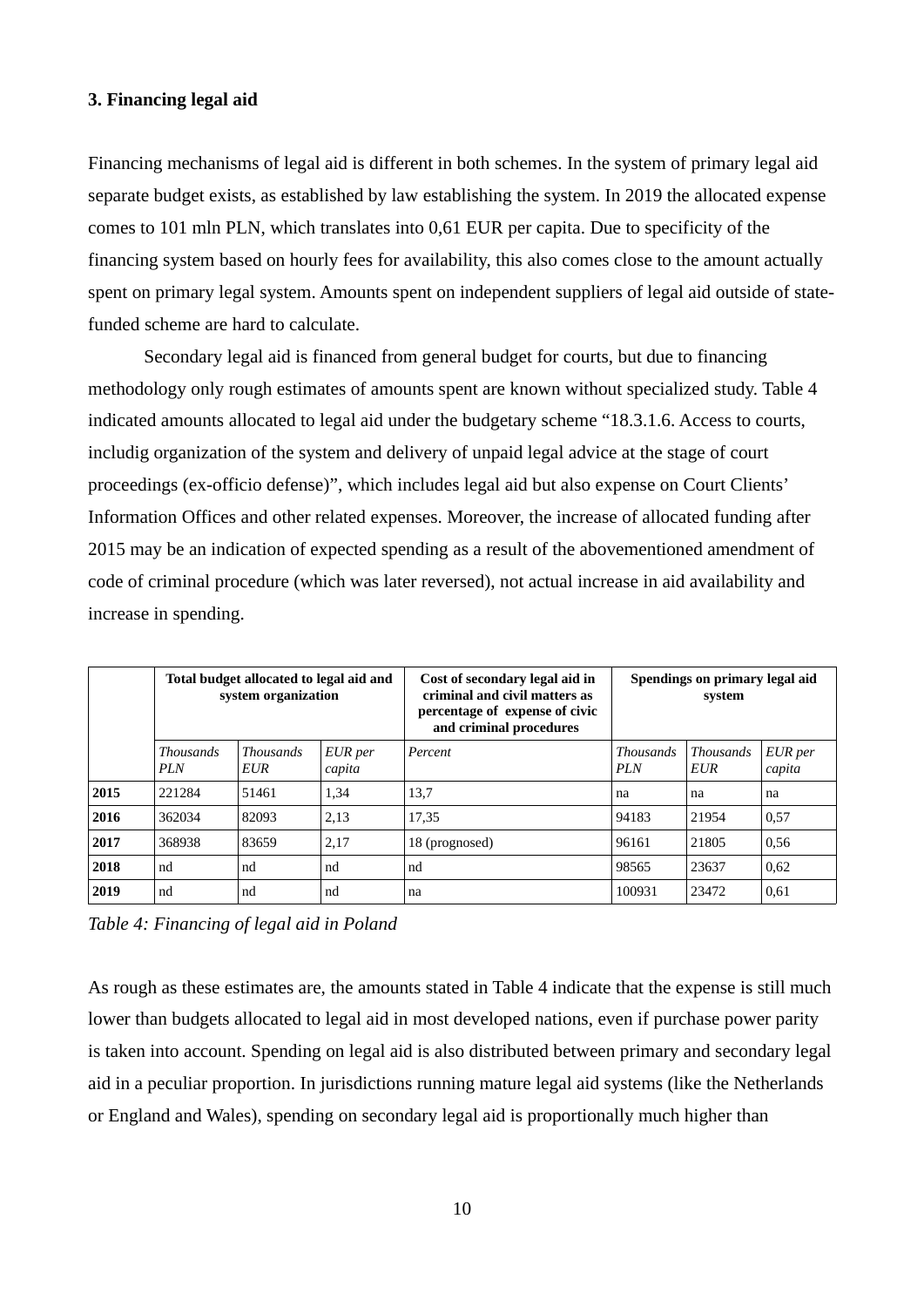### 3. Financing legal aid

Financing mechanisms of legal aid is different in both schemes. In the system of primary legal aid separate budget exists, as established by law establishing the system. In 2019 the allocated expense comes to 101 mln PLN, which translates into 0,61 EUR per capita. Due to specificity of the financing system based on hourly fees for availability, this also comes close to the amount actually spent on primary legal system. Amounts spent on independent suppliers of legal aid outside of state-funded scheme are hard to calculate.

Secondary legal aid is financed from general budget for courts, but due to financing methodology only rough estimates of amounts spent are known without specialized study. Table 4 indicated amounts allocated to legal aid under the budgetary scheme "18.3.1.6. Access to courts, includig organization of the system and delivery of unpaid legal advice at the stage of court proceedings (ex-officio defense)", which includes legal aid but also expense on Court Clients' Information Offices and other related expenses. Moreover, the increase of allocated funding after 2015 may be an indication of expected spending as a result of the abovementioned amendment of code of criminal procedure (which was later reversed), not actual increase in aid availability and increase in spending.

| | **Total budget allocated to legal aid and system organization** | | | **Cost of secondary legal aid in criminal and civil matters as percentage of expense of civic and criminal procedures** | **Spendings on primary legal aid system** | | |
|---|---|---|---|---|---|---|---|
| | *Thousands PLN* | *Thousands EUR* | *EUR per capita* | *Percent* | *Thousands PLN* | *Thousands EUR* | *EUR per capita* |
| **2015** | 221284 | 51461 | 1,34 | 13,7 | na | na | na |
| **2016** | 362034 | 82093 | 2,13 | 17,35 | 94183 | 21954 | 0,57 |
| **2017** | 368938 | 83659 | 2,17 | 18 (prognosed) | 96161 | 21805 | 0,56 |
| **2018** | nd | nd | nd | nd | 98565 | 23637 | 0,62 |
| **2019** | nd | nd | nd | na | 100931 | 23472 | 0,61 |

*Table 4: Financing of legal aid in Poland*

As rough as these estimates are, the amounts stated in Table 4 indicate that the expense is still much lower than budgets allocated to legal aid in most developed nations, even if purchase power parity is taken into account. Spending on legal aid is also distributed between primary and secondary legal aid in a peculiar proportion. In jurisdictions running mature legal aid systems (like the Netherlands or England and Wales), spending on secondary legal aid is proportionally much higher than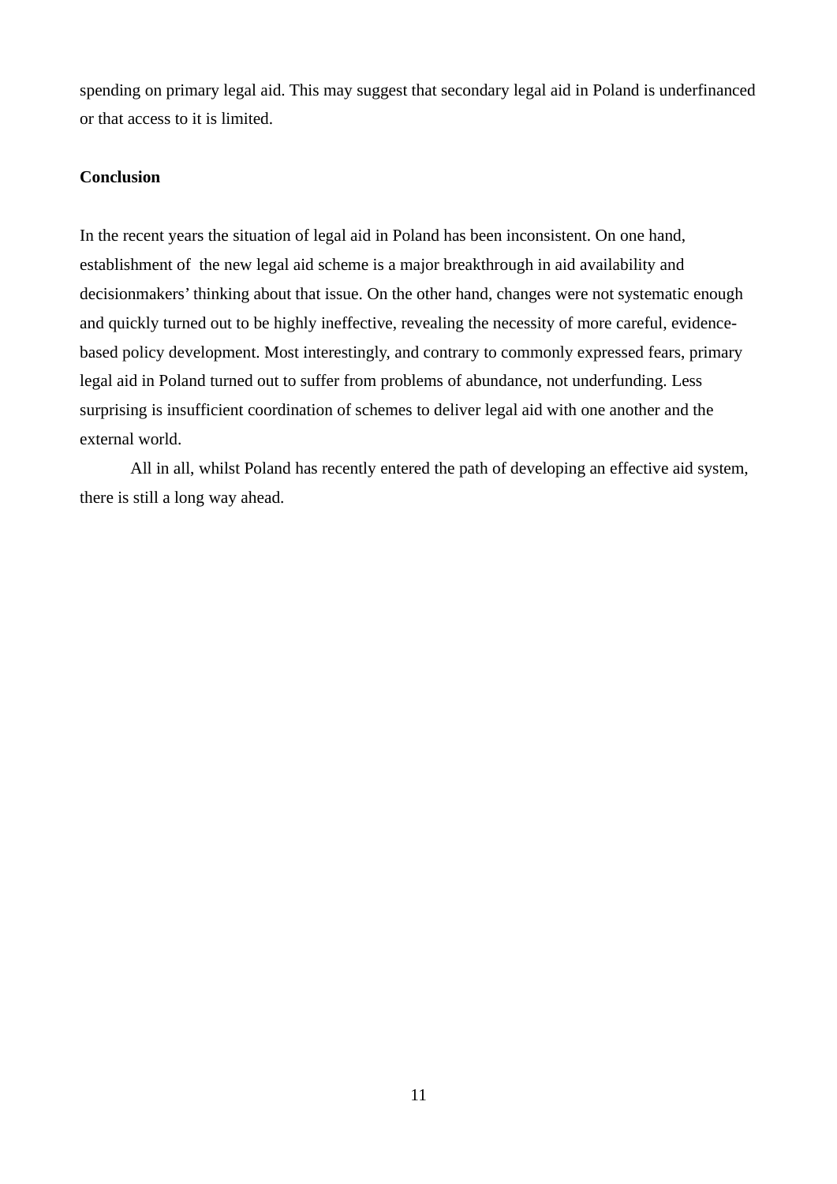spending on primary legal aid. This may suggest that secondary legal aid in Poland is underfinanced or that access to it is limited.

## Conclusion

In the recent years the situation of legal aid in Poland has been inconsistent. On one hand, establishment of the new legal aid scheme is a major breakthrough in aid availability and decisionmakers' thinking about that issue. On the other hand, changes were not systematic enough and quickly turned out to be highly ineffective, revealing the necessity of more careful, evidence-based policy development. Most interestingly, and contrary to commonly expressed fears, primary legal aid in Poland turned out to suffer from problems of abundance, not underfunding. Less surprising is insufficient coordination of schemes to deliver legal aid with one another and the external world.

All in all, whilst Poland has recently entered the path of developing an effective aid system, there is still a long way ahead.